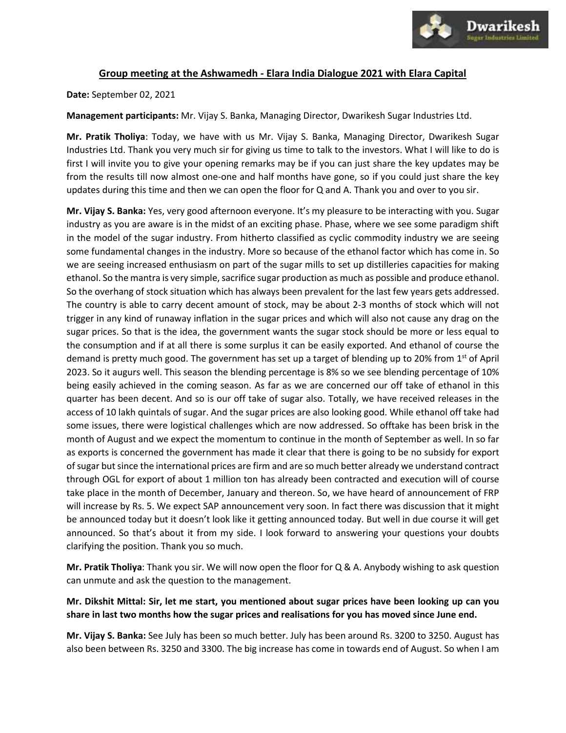## Group meeting at the Ashwamedh - Elara India Dialogue 2021 with Elara Capital

**Date:** September 02, 2021

**Management participants:** Mr. Vijay S. Banka, Managing Director, Dwarikesh Sugar Industries Ltd.

**Mr. Pratik Tholiya**: Today, we have with us Mr. Vijay S. Banka, Managing Director, Dwarikesh Sugar Industries Ltd. Thank you very much sir for giving us time to talk to the investors. What I will like to do is first I will invite you to give your opening remarks may be if you can just share the key updates may be from the results till now almost one-one and half months have gone, so if you could just share the key updates during this time and then we can open the floor for Q and A. Thank you and over to you sir.

**Mr. Vijay S. Banka:** Yes, very good afternoon everyone. It's my pleasure to be interacting with you. Sugar industry as you are aware is in the midst of an exciting phase. Phase, where we see some paradigm shift in the model of the sugar industry. From hitherto classified as cyclic commodity industry we are seeing some fundamental changes in the industry. More so because of the ethanol factor which has come in. So we are seeing increased enthusiasm on part of the sugar mills to set up distilleries capacities for making ethanol. So the mantra is very simple, sacrifice sugar production as much as possible and produce ethanol. So the overhang of stock situation which has always been prevalent for the last few years gets addressed. The country is able to carry decent amount of stock, may be about 2-3 months of stock which will not trigger in any kind of runaway inflation in the sugar prices and which will also not cause any drag on the sugar prices. So that is the idea, the government wants the sugar stock should be more or less equal to the consumption and if at all there is some surplus it can be easily exported. And ethanol of course the demand is pretty much good. The government has set up a target of blending up to 20% from 1st of April 2023. So it augurs well. This season the blending percentage is 8% so we see blending percentage of 10% being easily achieved in the coming season. As far as we are concerned our off take of ethanol in this quarter has been decent. And so is our off take of sugar also. Totally, we have received releases in the access of 10 lakh quintals of sugar. And the sugar prices are also looking good. While ethanol off take had some issues, there were logistical challenges which are now addressed. So offtake has been brisk in the month of August and we expect the momentum to continue in the month of September as well. In so far as exports is concerned the government has made it clear that there is going to be no subsidy for export of sugar but since the international prices are firm and are so much better already we understand contract through OGL for export of about 1 million ton has already been contracted and execution will of course take place in the month of December, January and thereon. So, we have heard of announcement of FRP will increase by Rs. 5. We expect SAP announcement very soon. In fact there was discussion that it might be announced today but it doesn't look like it getting announced today. But well in due course it will get announced. So that's about it from my side. I look forward to answering your questions your doubts clarifying the position. Thank you so much.

**Mr. Pratik Tholiya**: Thank you sir. We will now open the floor for Q & A. Anybody wishing to ask question can unmute and ask the question to the management.

**Mr. Dikshit Mittal: Sir, let me start, you mentioned about sugar prices have been looking up can you share in last two months how the sugar prices and realisations for you has moved since June end.**

**Mr. Vijay S. Banka:** See July has been so much better. July has been around Rs. 3200 to 3250. August has also been between Rs. 3250 and 3300. The big increase has come in towards end of August. So when I am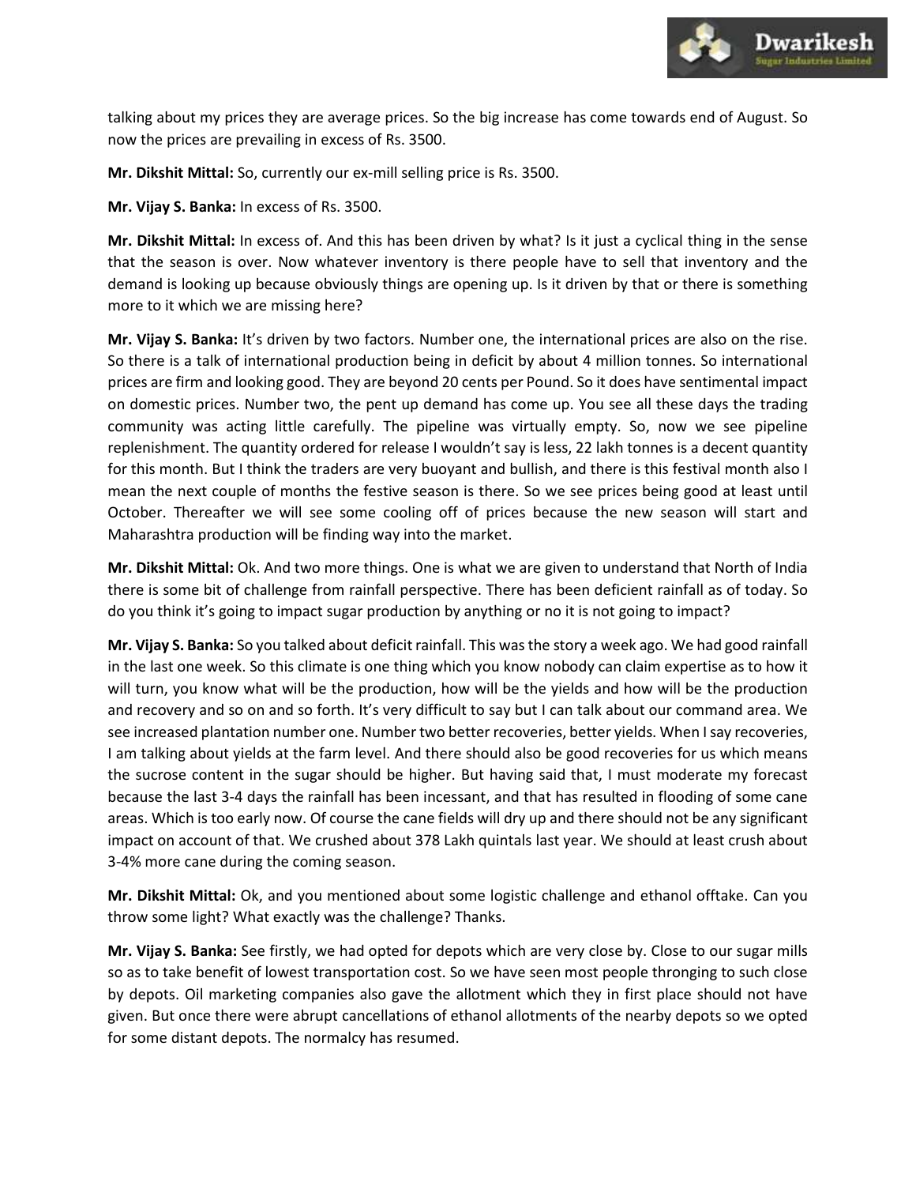talking about my prices they are average prices. So the big increase has come towards end of August. So now the prices are prevailing in excess of Rs. 3500.

**Mr. Dikshit Mittal:** So, currently our ex-mill selling price is Rs. 3500.

**Mr. Vijay S. Banka:** In excess of Rs. 3500.

**Mr. Dikshit Mittal:** In excess of. And this has been driven by what? Is it just a cyclical thing in the sense that the season is over. Now whatever inventory is there people have to sell that inventory and the demand is looking up because obviously things are opening up. Is it driven by that or there is something more to it which we are missing here?

**Mr. Vijay S. Banka:** It's driven by two factors. Number one, the international prices are also on the rise. So there is a talk of international production being in deficit by about 4 million tonnes. So international prices are firm and looking good. They are beyond 20 cents per Pound. So it does have sentimental impact on domestic prices. Number two, the pent up demand has come up. You see all these days the trading community was acting little carefully. The pipeline was virtually empty. So, now we see pipeline replenishment. The quantity ordered for release I wouldn't say is less, 22 lakh tonnes is a decent quantity for this month. But I think the traders are very buoyant and bullish, and there is this festival month also I mean the next couple of months the festive season is there. So we see prices being good at least until October. Thereafter we will see some cooling off of prices because the new season will start and Maharashtra production will be finding way into the market.

**Mr. Dikshit Mittal:** Ok. And two more things. One is what we are given to understand that North of India there is some bit of challenge from rainfall perspective. There has been deficient rainfall as of today. So do you think it's going to impact sugar production by anything or no it is not going to impact?

**Mr. Vijay S. Banka:** So you talked about deficit rainfall. This was the story a week ago. We had good rainfall in the last one week. So this climate is one thing which you know nobody can claim expertise as to how it will turn, you know what will be the production, how will be the yields and how will be the production and recovery and so on and so forth. It's very difficult to say but I can talk about our command area. We see increased plantation number one. Number two better recoveries, better yields. When I say recoveries, I am talking about yields at the farm level. And there should also be good recoveries for us which means the sucrose content in the sugar should be higher. But having said that, I must moderate my forecast because the last 3-4 days the rainfall has been incessant, and that has resulted in flooding of some cane areas. Which is too early now. Of course the cane fields will dry up and there should not be any significant impact on account of that. We crushed about 378 Lakh quintals last year. We should at least crush about 3-4% more cane during the coming season.

**Mr. Dikshit Mittal:** Ok, and you mentioned about some logistic challenge and ethanol offtake. Can you throw some light? What exactly was the challenge? Thanks.

**Mr. Vijay S. Banka:** See firstly, we had opted for depots which are very close by. Close to our sugar mills so as to take benefit of lowest transportation cost. So we have seen most people thronging to such close by depots. Oil marketing companies also gave the allotment which they in first place should not have given. But once there were abrupt cancellations of ethanol allotments of the nearby depots so we opted for some distant depots. The normalcy has resumed.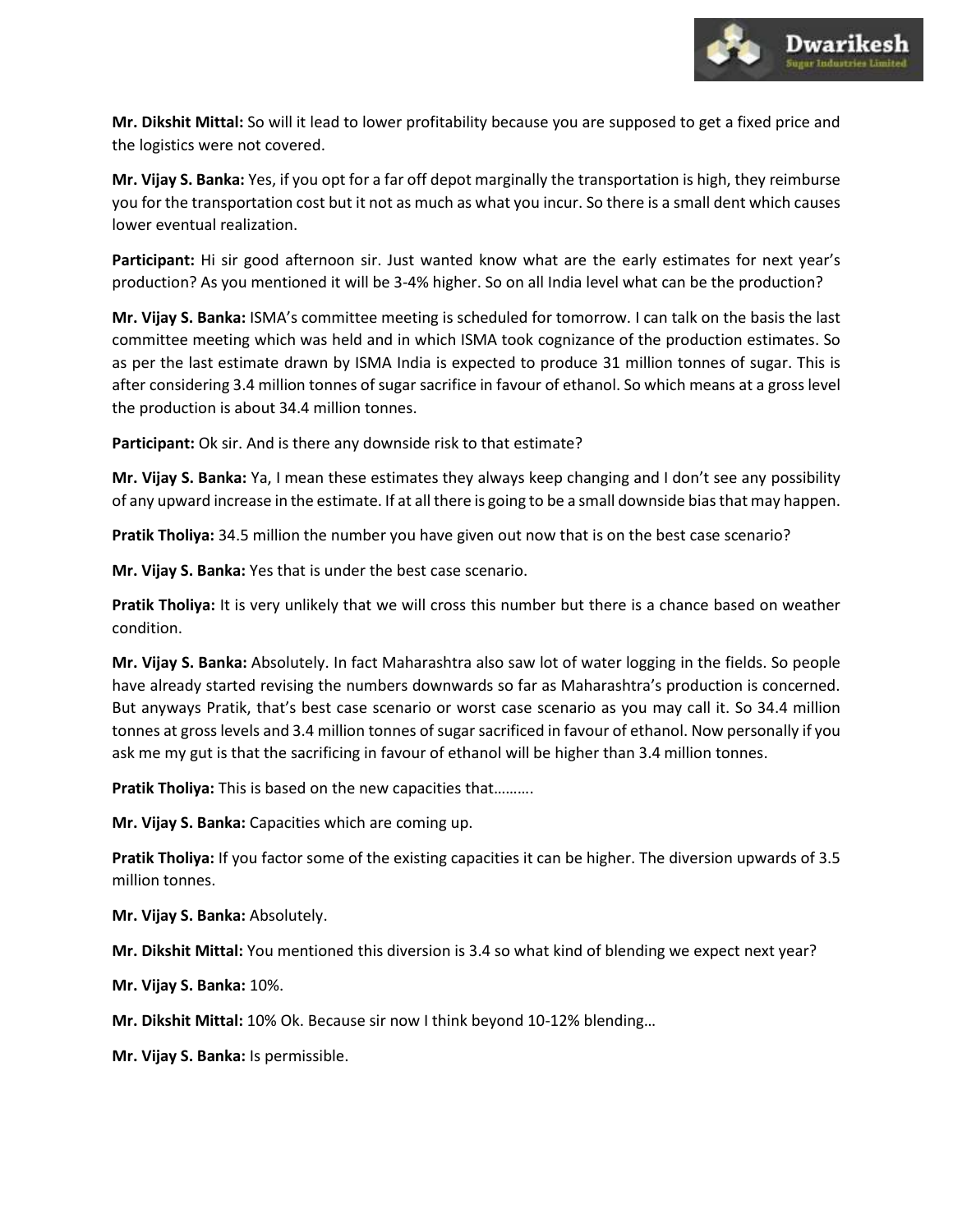**Mr. Dikshit Mittal:** So will it lead to lower profitability because you are supposed to get a fixed price and the logistics were not covered.

**Mr. Vijay S. Banka:** Yes, if you opt for a far off depot marginally the transportation is high, they reimburse you for the transportation cost but it not as much as what you incur. So there is a small dent which causes lower eventual realization.

**Participant:** Hi sir good afternoon sir. Just wanted know what are the early estimates for next year's production? As you mentioned it will be 3-4% higher. So on all India level what can be the production?

**Mr. Vijay S. Banka:** ISMA's committee meeting is scheduled for tomorrow. I can talk on the basis the last committee meeting which was held and in which ISMA took cognizance of the production estimates. So as per the last estimate drawn by ISMA India is expected to produce 31 million tonnes of sugar. This is after considering 3.4 million tonnes of sugar sacrifice in favour of ethanol. So which means at a gross level the production is about 34.4 million tonnes.

**Participant:** Ok sir. And is there any downside risk to that estimate?

**Mr. Vijay S. Banka:** Ya, I mean these estimates they always keep changing and I don't see any possibility of any upward increase in the estimate. If at all there is going to be a small downside bias that may happen.

**Pratik Tholiya:** 34.5 million the number you have given out now that is on the best case scenario?

**Mr. Vijay S. Banka:** Yes that is under the best case scenario.

**Pratik Tholiya:** It is very unlikely that we will cross this number but there is a chance based on weather condition.

**Mr. Vijay S. Banka:** Absolutely. In fact Maharashtra also saw lot of water logging in the fields. So people have already started revising the numbers downwards so far as Maharashtra's production is concerned. But anyways Pratik, that's best case scenario or worst case scenario as you may call it. So 34.4 million tonnes at gross levels and 3.4 million tonnes of sugar sacrificed in favour of ethanol. Now personally if you ask me my gut is that the sacrificing in favour of ethanol will be higher than 3.4 million tonnes.

**Pratik Tholiya:** This is based on the new capacities that……….

**Mr. Vijay S. Banka:** Capacities which are coming up.

**Pratik Tholiya:** If you factor some of the existing capacities it can be higher. The diversion upwards of 3.5 million tonnes.

**Mr. Vijay S. Banka:** Absolutely.

**Mr. Dikshit Mittal:** You mentioned this diversion is 3.4 so what kind of blending we expect next year?

**Mr. Vijay S. Banka:** 10%.

**Mr. Dikshit Mittal:** 10% Ok. Because sir now I think beyond 10-12% blending…

**Mr. Vijay S. Banka:** Is permissible.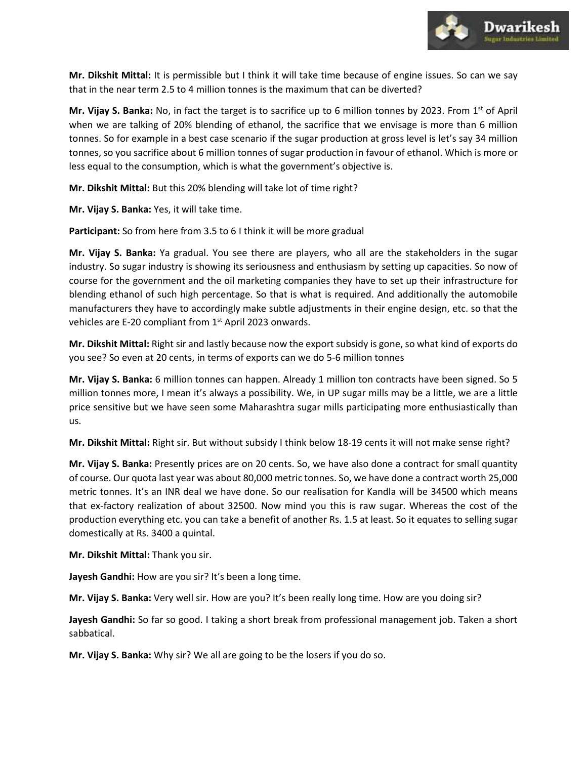**Mr. Dikshit Mittal:** It is permissible but I think it will take time because of engine issues. So can we say that in the near term 2.5 to 4 million tonnes is the maximum that can be diverted?

**Mr. Vijay S. Banka:** No, in fact the target is to sacrifice up to 6 million tonnes by 2023. From 1st of April when we are talking of 20% blending of ethanol, the sacrifice that we envisage is more than 6 million tonnes. So for example in a best case scenario if the sugar production at gross level is let's say 34 million tonnes, so you sacrifice about 6 million tonnes of sugar production in favour of ethanol. Which is more or less equal to the consumption, which is what the government's objective is.

**Mr. Dikshit Mittal:** But this 20% blending will take lot of time right?

**Mr. Vijay S. Banka:** Yes, it will take time.

**Participant:** So from here from 3.5 to 6 I think it will be more gradual

**Mr. Vijay S. Banka:** Ya gradual. You see there are players, who all are the stakeholders in the sugar industry. So sugar industry is showing its seriousness and enthusiasm by setting up capacities. So now of course for the government and the oil marketing companies they have to set up their infrastructure for blending ethanol of such high percentage. So that is what is required. And additionally the automobile manufacturers they have to accordingly make subtle adjustments in their engine design, etc. so that the vehicles are E-20 compliant from 1st April 2023 onwards.

**Mr. Dikshit Mittal:** Right sir and lastly because now the export subsidy is gone, so what kind of exports do you see? So even at 20 cents, in terms of exports can we do 5-6 million tonnes

**Mr. Vijay S. Banka:** 6 million tonnes can happen. Already 1 million ton contracts have been signed. So 5 million tonnes more, I mean it's always a possibility. We, in UP sugar mills may be a little, we are a little price sensitive but we have seen some Maharashtra sugar mills participating more enthusiastically than us.

**Mr. Dikshit Mittal:** Right sir. But without subsidy I think below 18-19 cents it will not make sense right?

**Mr. Vijay S. Banka:** Presently prices are on 20 cents. So, we have also done a contract for small quantity of course. Our quota last year was about 80,000 metric tonnes. So, we have done a contract worth 25,000 metric tonnes. It's an INR deal we have done. So our realisation for Kandla will be 34500 which means that ex-factory realization of about 32500. Now mind you this is raw sugar. Whereas the cost of the production everything etc. you can take a benefit of another Rs. 1.5 at least. So it equates to selling sugar domestically at Rs. 3400 a quintal.

**Mr. Dikshit Mittal:** Thank you sir.

**Jayesh Gandhi:** How are you sir? It's been a long time.

**Mr. Vijay S. Banka:** Very well sir. How are you? It's been really long time. How are you doing sir?

**Jayesh Gandhi:** So far so good. I taking a short break from professional management job. Taken a short sabbatical.

**Mr. Vijay S. Banka:** Why sir? We all are going to be the losers if you do so.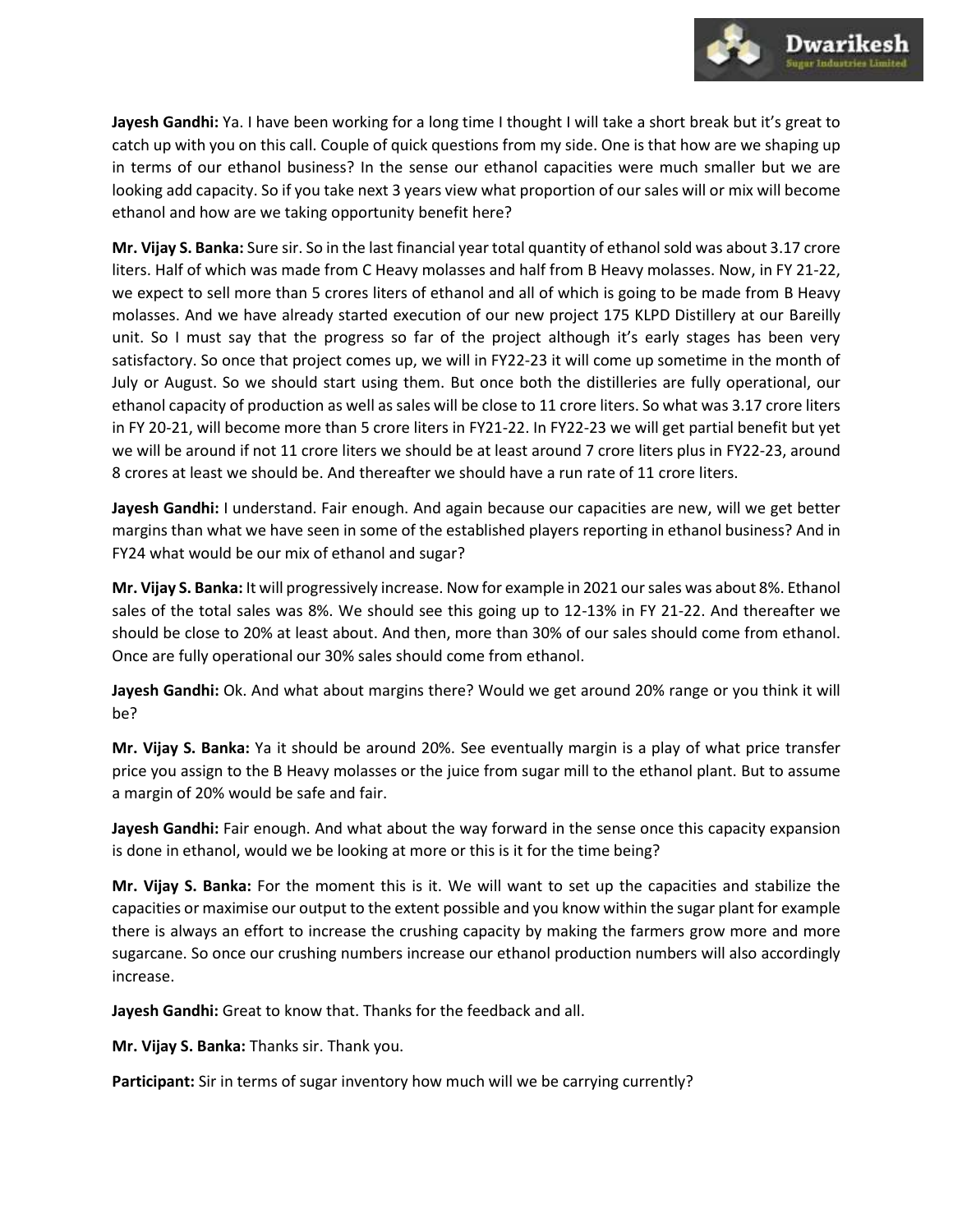**Jayesh Gandhi:** Ya. I have been working for a long time I thought I will take a short break but it's great to catch up with you on this call. Couple of quick questions from my side. One is that how are we shaping up in terms of our ethanol business? In the sense our ethanol capacities were much smaller but we are looking add capacity. So if you take next 3 years view what proportion of our sales will or mix will become ethanol and how are we taking opportunity benefit here?

**Mr. Vijay S. Banka:** Sure sir. So in the last financial year total quantity of ethanol sold was about 3.17 crore liters. Half of which was made from C Heavy molasses and half from B Heavy molasses. Now, in FY 21-22, we expect to sell more than 5 crores liters of ethanol and all of which is going to be made from B Heavy molasses. And we have already started execution of our new project 175 KLPD Distillery at our Bareilly unit. So I must say that the progress so far of the project although it's early stages has been very satisfactory. So once that project comes up, we will in FY22-23 it will come up sometime in the month of July or August. So we should start using them. But once both the distilleries are fully operational, our ethanol capacity of production as well as sales will be close to 11 crore liters. So what was 3.17 crore liters in FY 20-21, will become more than 5 crore liters in FY21-22. In FY22-23 we will get partial benefit but yet we will be around if not 11 crore liters we should be at least around 7 crore liters plus in FY22-23, around 8 crores at least we should be. And thereafter we should have a run rate of 11 crore liters.

**Jayesh Gandhi:** I understand. Fair enough. And again because our capacities are new, will we get better margins than what we have seen in some of the established players reporting in ethanol business? And in FY24 what would be our mix of ethanol and sugar?

**Mr. Vijay S. Banka:** It will progressively increase. Now for example in 2021 our sales was about 8%. Ethanol sales of the total sales was 8%. We should see this going up to 12-13% in FY 21-22. And thereafter we should be close to 20% at least about. And then, more than 30% of our sales should come from ethanol. Once are fully operational our 30% sales should come from ethanol.

**Jayesh Gandhi:** Ok. And what about margins there? Would we get around 20% range or you think it will be?

**Mr. Vijay S. Banka:** Ya it should be around 20%. See eventually margin is a play of what price transfer price you assign to the B Heavy molasses or the juice from sugar mill to the ethanol plant. But to assume a margin of 20% would be safe and fair.

**Jayesh Gandhi:** Fair enough. And what about the way forward in the sense once this capacity expansion is done in ethanol, would we be looking at more or this is it for the time being?

**Mr. Vijay S. Banka:** For the moment this is it. We will want to set up the capacities and stabilize the capacities or maximise our output to the extent possible and you know within the sugar plant for example there is always an effort to increase the crushing capacity by making the farmers grow more and more sugarcane. So once our crushing numbers increase our ethanol production numbers will also accordingly increase.

**Jayesh Gandhi:** Great to know that. Thanks for the feedback and all.

**Mr. Vijay S. Banka:** Thanks sir. Thank you.

**Participant:** Sir in terms of sugar inventory how much will we be carrying currently?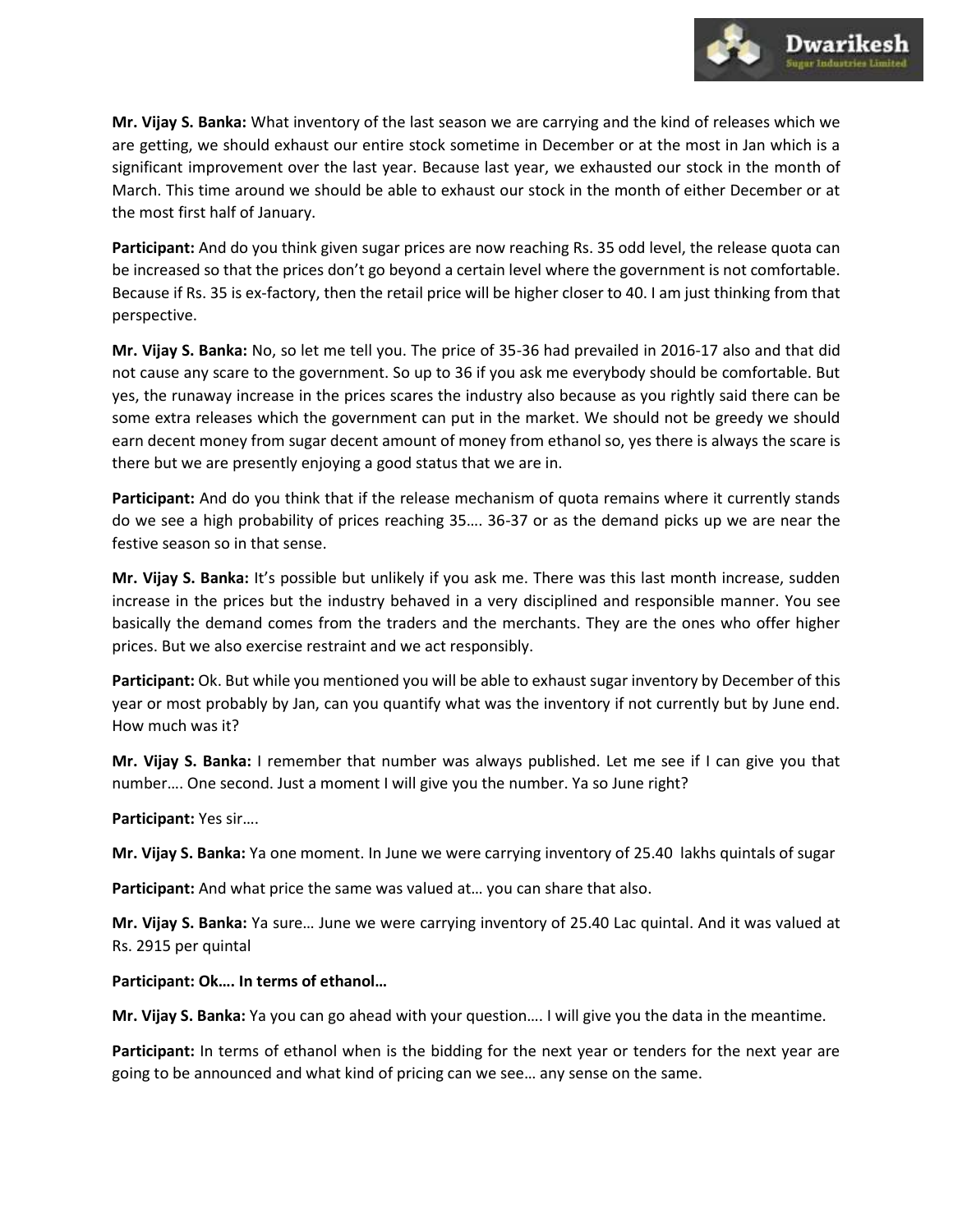**Mr. Vijay S. Banka:** What inventory of the last season we are carrying and the kind of releases which we are getting, we should exhaust our entire stock sometime in December or at the most in Jan which is a significant improvement over the last year. Because last year, we exhausted our stock in the month of March. This time around we should be able to exhaust our stock in the month of either December or at the most first half of January.

**Participant:** And do you think given sugar prices are now reaching Rs. 35 odd level, the release quota can be increased so that the prices don't go beyond a certain level where the government is not comfortable. Because if Rs. 35 is ex-factory, then the retail price will be higher closer to 40. I am just thinking from that perspective.

**Mr. Vijay S. Banka:** No, so let me tell you. The price of 35-36 had prevailed in 2016-17 also and that did not cause any scare to the government. So up to 36 if you ask me everybody should be comfortable. But yes, the runaway increase in the prices scares the industry also because as you rightly said there can be some extra releases which the government can put in the market. We should not be greedy we should earn decent money from sugar decent amount of money from ethanol so, yes there is always the scare is there but we are presently enjoying a good status that we are in.

**Participant:** And do you think that if the release mechanism of quota remains where it currently stands do we see a high probability of prices reaching 35…. 36-37 or as the demand picks up we are near the festive season so in that sense.

**Mr. Vijay S. Banka:** It's possible but unlikely if you ask me. There was this last month increase, sudden increase in the prices but the industry behaved in a very disciplined and responsible manner. You see basically the demand comes from the traders and the merchants. They are the ones who offer higher prices. But we also exercise restraint and we act responsibly.

**Participant:** Ok. But while you mentioned you will be able to exhaust sugar inventory by December of this year or most probably by Jan, can you quantify what was the inventory if not currently but by June end. How much was it?

**Mr. Vijay S. Banka:** I remember that number was always published. Let me see if I can give you that number…. One second. Just a moment I will give you the number. Ya so June right?

**Participant:** Yes sir….

**Mr. Vijay S. Banka:** Ya one moment. In June we were carrying inventory of 25.40 lakhs quintals of sugar

**Participant:** And what price the same was valued at… you can share that also.

**Mr. Vijay S. Banka:** Ya sure… June we were carrying inventory of 25.40 Lac quintal. And it was valued at Rs. 2915 per quintal

**Participant: Ok…. In terms of ethanol…**

**Mr. Vijay S. Banka:** Ya you can go ahead with your question…. I will give you the data in the meantime.

**Participant:** In terms of ethanol when is the bidding for the next year or tenders for the next year are going to be announced and what kind of pricing can we see… any sense on the same.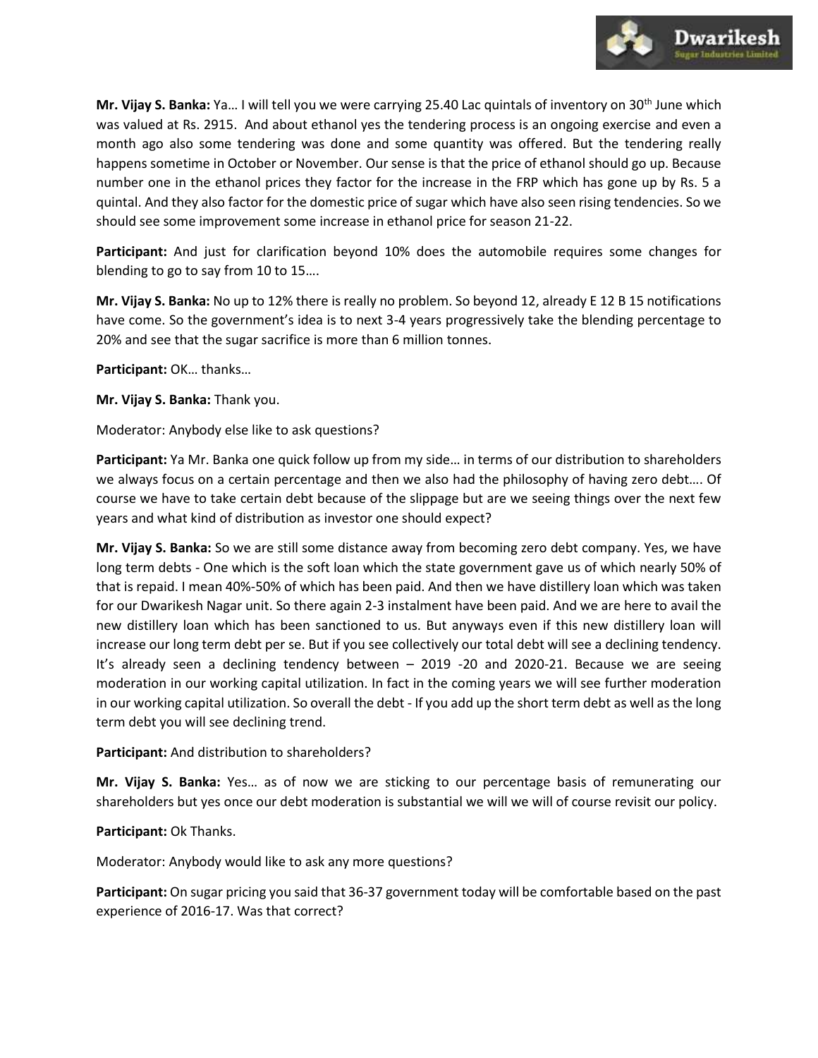**Mr. Vijay S. Banka:** Ya… I will tell you we were carrying 25.40 Lac quintals of inventory on 30th June which was valued at Rs. 2915. And about ethanol yes the tendering process is an ongoing exercise and even a month ago also some tendering was done and some quantity was offered. But the tendering really happens sometime in October or November. Our sense is that the price of ethanol should go up. Because number one in the ethanol prices they factor for the increase in the FRP which has gone up by Rs. 5 a quintal. And they also factor for the domestic price of sugar which have also seen rising tendencies. So we should see some improvement some increase in ethanol price for season 21-22.

**Participant:** And just for clarification beyond 10% does the automobile requires some changes for blending to go to say from 10 to 15….

**Mr. Vijay S. Banka:** No up to 12% there is really no problem. So beyond 12, already E 12 B 15 notifications have come. So the government's idea is to next 3-4 years progressively take the blending percentage to 20% and see that the sugar sacrifice is more than 6 million tonnes.

**Participant:** OK… thanks…

**Mr. Vijay S. Banka:** Thank you.

Moderator: Anybody else like to ask questions?

**Participant:** Ya Mr. Banka one quick follow up from my side… in terms of our distribution to shareholders we always focus on a certain percentage and then we also had the philosophy of having zero debt…. Of course we have to take certain debt because of the slippage but are we seeing things over the next few years and what kind of distribution as investor one should expect?

**Mr. Vijay S. Banka:** So we are still some distance away from becoming zero debt company. Yes, we have long term debts - One which is the soft loan which the state government gave us of which nearly 50% of that is repaid. I mean 40%-50% of which has been paid. And then we have distillery loan which was taken for our Dwarikesh Nagar unit. So there again 2-3 instalment have been paid. And we are here to avail the new distillery loan which has been sanctioned to us. But anyways even if this new distillery loan will increase our long term debt per se. But if you see collectively our total debt will see a declining tendency. It's already seen a declining tendency between – 2019 -20 and 2020-21. Because we are seeing moderation in our working capital utilization. In fact in the coming years we will see further moderation in our working capital utilization. So overall the debt - If you add up the short term debt as well as the long term debt you will see declining trend.

**Participant:** And distribution to shareholders?

**Mr. Vijay S. Banka:** Yes… as of now we are sticking to our percentage basis of remunerating our shareholders but yes once our debt moderation is substantial we will we will of course revisit our policy.

**Participant:** Ok Thanks.

Moderator: Anybody would like to ask any more questions?

**Participant:** On sugar pricing you said that 36-37 government today will be comfortable based on the past experience of 2016-17. Was that correct?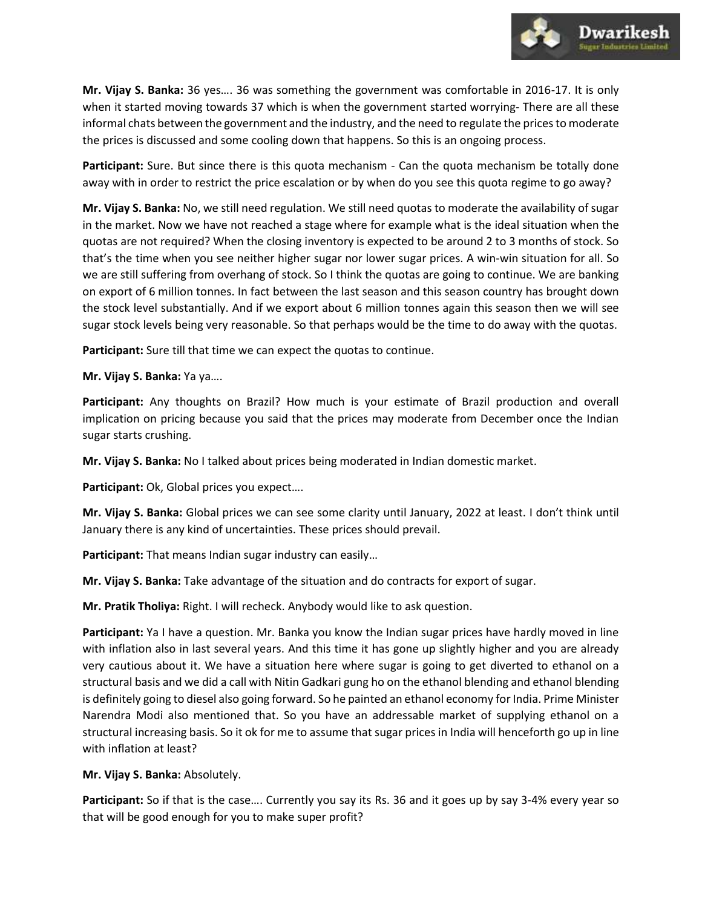**Mr. Vijay S. Banka:** 36 yes…. 36 was something the government was comfortable in 2016-17. It is only when it started moving towards 37 which is when the government started worrying- There are all these informal chats between the government and the industry, and the need to regulate the prices to moderate the prices is discussed and some cooling down that happens. So this is an ongoing process.

**Participant:** Sure. But since there is this quota mechanism - Can the quota mechanism be totally done away with in order to restrict the price escalation or by when do you see this quota regime to go away?

**Mr. Vijay S. Banka:** No, we still need regulation. We still need quotas to moderate the availability of sugar in the market. Now we have not reached a stage where for example what is the ideal situation when the quotas are not required? When the closing inventory is expected to be around 2 to 3 months of stock. So that's the time when you see neither higher sugar nor lower sugar prices. A win-win situation for all. So we are still suffering from overhang of stock. So I think the quotas are going to continue. We are banking on export of 6 million tonnes. In fact between the last season and this season country has brought down the stock level substantially. And if we export about 6 million tonnes again this season then we will see sugar stock levels being very reasonable. So that perhaps would be the time to do away with the quotas.

**Participant:** Sure till that time we can expect the quotas to continue.

**Mr. Vijay S. Banka:** Ya ya….

**Participant:** Any thoughts on Brazil? How much is your estimate of Brazil production and overall implication on pricing because you said that the prices may moderate from December once the Indian sugar starts crushing.

**Mr. Vijay S. Banka:** No I talked about prices being moderated in Indian domestic market.

**Participant:** Ok, Global prices you expect….

**Mr. Vijay S. Banka:** Global prices we can see some clarity until January, 2022 at least. I don't think until January there is any kind of uncertainties. These prices should prevail.

**Participant:** That means Indian sugar industry can easily…

**Mr. Vijay S. Banka:** Take advantage of the situation and do contracts for export of sugar.

**Mr. Pratik Tholiya:** Right. I will recheck. Anybody would like to ask question.

**Participant:** Ya I have a question. Mr. Banka you know the Indian sugar prices have hardly moved in line with inflation also in last several years. And this time it has gone up slightly higher and you are already very cautious about it. We have a situation here where sugar is going to get diverted to ethanol on a structural basis and we did a call with Nitin Gadkari gung ho on the ethanol blending and ethanol blending is definitely going to diesel also going forward. So he painted an ethanol economy for India. Prime Minister Narendra Modi also mentioned that. So you have an addressable market of supplying ethanol on a structural increasing basis. So it ok for me to assume that sugar prices in India will henceforth go up in line with inflation at least?

**Mr. Vijay S. Banka:** Absolutely.

**Participant:** So if that is the case…. Currently you say its Rs. 36 and it goes up by say 3-4% every year so that will be good enough for you to make super profit?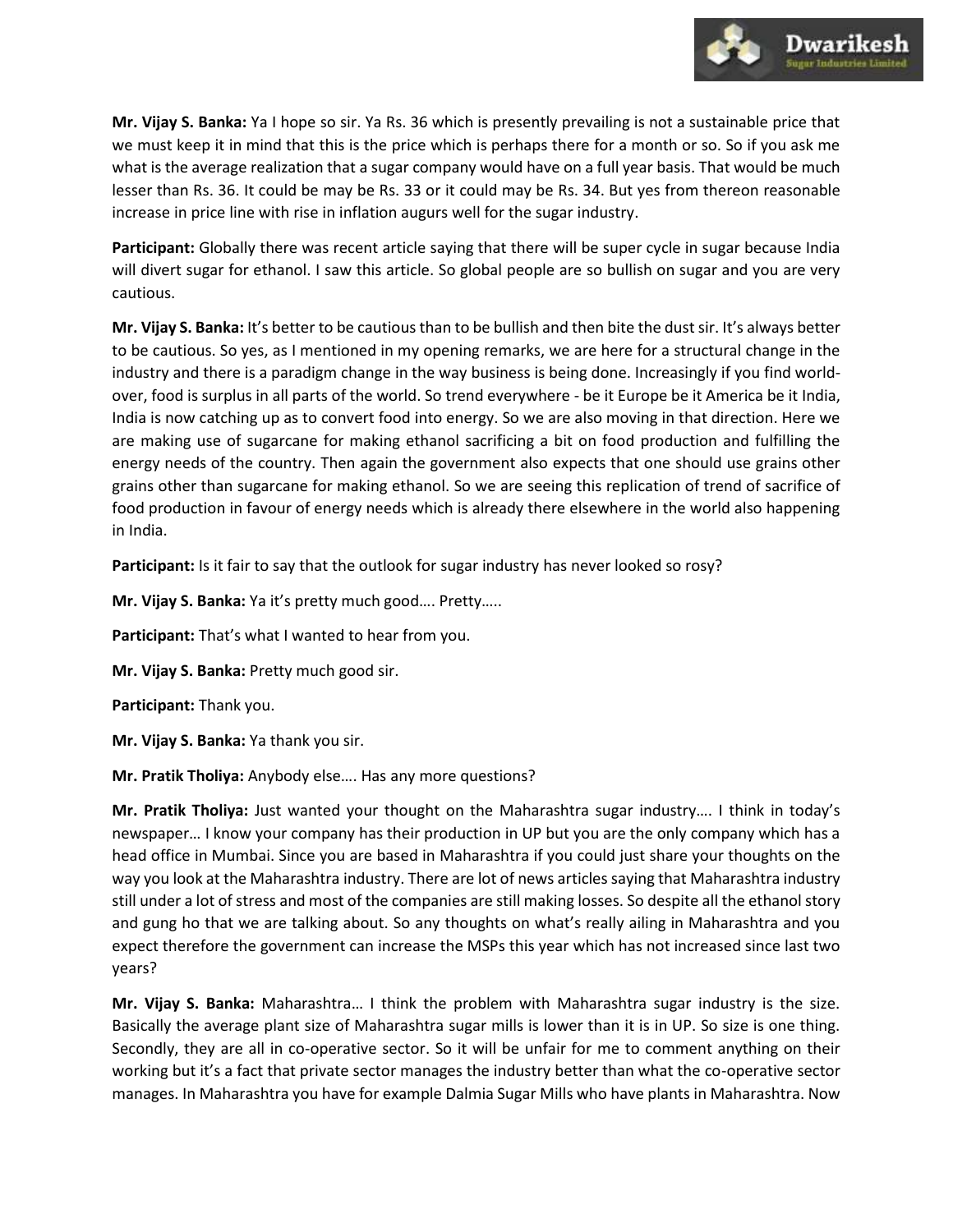**Mr. Vijay S. Banka:** Ya I hope so sir. Ya Rs. 36 which is presently prevailing is not a sustainable price that we must keep it in mind that this is the price which is perhaps there for a month or so. So if you ask me what is the average realization that a sugar company would have on a full year basis. That would be much lesser than Rs. 36. It could be may be Rs. 33 or it could may be Rs. 34. But yes from thereon reasonable increase in price line with rise in inflation augurs well for the sugar industry.

**Participant:** Globally there was recent article saying that there will be super cycle in sugar because India will divert sugar for ethanol. I saw this article. So global people are so bullish on sugar and you are very cautious.

**Mr. Vijay S. Banka:** It's better to be cautious than to be bullish and then bite the dust sir. It's always better to be cautious. So yes, as I mentioned in my opening remarks, we are here for a structural change in the industry and there is a paradigm change in the way business is being done. Increasingly if you find world-over, food is surplus in all parts of the world. So trend everywhere - be it Europe be it America be it India, India is now catching up as to convert food into energy. So we are also moving in that direction. Here we are making use of sugarcane for making ethanol sacrificing a bit on food production and fulfilling the energy needs of the country. Then again the government also expects that one should use grains other grains other than sugarcane for making ethanol. So we are seeing this replication of trend of sacrifice of food production in favour of energy needs which is already there elsewhere in the world also happening in India.

**Participant:** Is it fair to say that the outlook for sugar industry has never looked so rosy?

**Mr. Vijay S. Banka:** Ya it's pretty much good…. Pretty…..

**Participant:** That's what I wanted to hear from you.

**Mr. Vijay S. Banka:** Pretty much good sir.

**Participant:** Thank you.

**Mr. Vijay S. Banka:** Ya thank you sir.

**Mr. Pratik Tholiya:** Anybody else…. Has any more questions?

**Mr. Pratik Tholiya:** Just wanted your thought on the Maharashtra sugar industry…. I think in today's newspaper… I know your company has their production in UP but you are the only company which has a head office in Mumbai. Since you are based in Maharashtra if you could just share your thoughts on the way you look at the Maharashtra industry. There are lot of news articles saying that Maharashtra industry still under a lot of stress and most of the companies are still making losses. So despite all the ethanol story and gung ho that we are talking about. So any thoughts on what's really ailing in Maharashtra and you expect therefore the government can increase the MSPs this year which has not increased since last two years?

**Mr. Vijay S. Banka:** Maharashtra… I think the problem with Maharashtra sugar industry is the size. Basically the average plant size of Maharashtra sugar mills is lower than it is in UP. So size is one thing. Secondly, they are all in co-operative sector. So it will be unfair for me to comment anything on their working but it's a fact that private sector manages the industry better than what the co-operative sector manages. In Maharashtra you have for example Dalmia Sugar Mills who have plants in Maharashtra. Now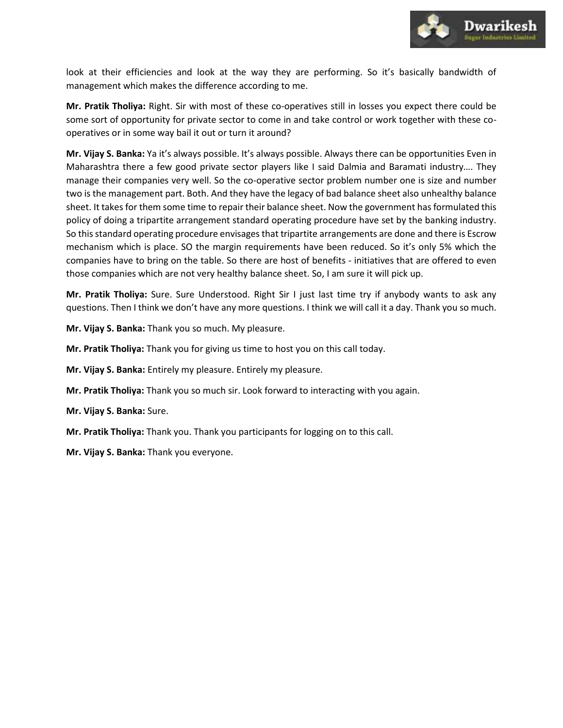look at their efficiencies and look at the way they are performing. So it's basically bandwidth of management which makes the difference according to me.

**Mr. Pratik Tholiya:** Right. Sir with most of these co-operatives still in losses you expect there could be some sort of opportunity for private sector to come in and take control or work together with these co-operatives or in some way bail it out or turn it around?

**Mr. Vijay S. Banka:** Ya it's always possible. It's always possible. Always there can be opportunities Even in Maharashtra there a few good private sector players like I said Dalmia and Baramati industry…. They manage their companies very well. So the co-operative sector problem number one is size and number two is the management part. Both. And they have the legacy of bad balance sheet also unhealthy balance sheet. It takes for them some time to repair their balance sheet. Now the government has formulated this policy of doing a tripartite arrangement standard operating procedure have set by the banking industry. So this standard operating procedure envisages that tripartite arrangements are done and there is Escrow mechanism which is place. SO the margin requirements have been reduced. So it's only 5% which the companies have to bring on the table. So there are host of benefits - initiatives that are offered to even those companies which are not very healthy balance sheet. So, I am sure it will pick up.

**Mr. Pratik Tholiya:** Sure. Sure Understood. Right Sir I just last time try if anybody wants to ask any questions. Then I think we don't have any more questions. I think we will call it a day. Thank you so much.

**Mr. Vijay S. Banka:** Thank you so much. My pleasure.

**Mr. Pratik Tholiya:** Thank you for giving us time to host you on this call today.

**Mr. Vijay S. Banka:** Entirely my pleasure. Entirely my pleasure.

**Mr. Pratik Tholiya:** Thank you so much sir. Look forward to interacting with you again.

**Mr. Vijay S. Banka:** Sure.

**Mr. Pratik Tholiya:** Thank you. Thank you participants for logging on to this call.

**Mr. Vijay S. Banka:** Thank you everyone.